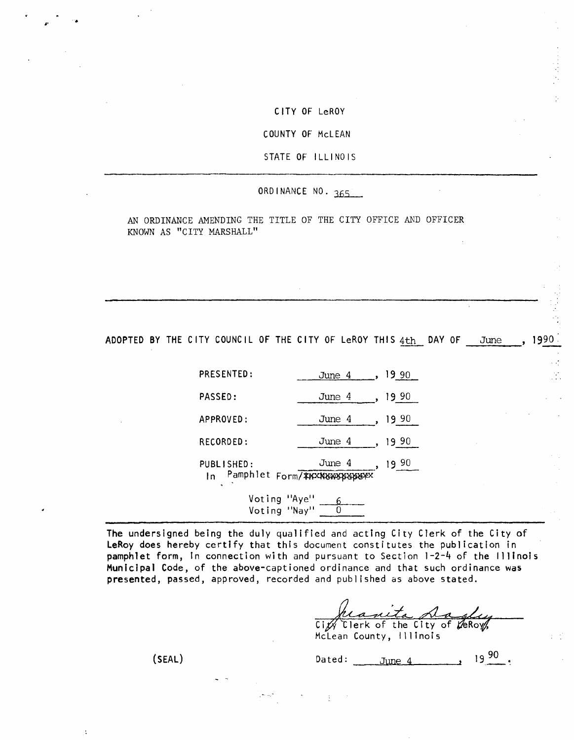CITY OF LeROY

COUNTY OF McLEAN

STATE OF ILLINOIS

---

ORDINANCE NO. 365

AN ORDINANCE AMENDING THE TITLE OF THE CITY OFFICE AND OFFICER KNOWN AS "CITY MARSHALL"

---

ADOPTED BY THE CITY COUNCIL OF THE CITY OF LeROY THIS 4th DAY OF June, 1990

PRESENTED: June 4, 1990

PASSED: June 4, 1990

APPROVED: June 4, 1990

RECORDED: June 4, 1990

PUBLISHED: June 4, 1990
In Pamphlet Form/~~In Newspaper~~

Voting "Aye" 6
Voting "Nay" 0

---

The undersigned being the duly qualified and acting City Clerk of the City of LeRoy does hereby certify that this document constitutes the publication in pamphlet form, in connection with and pursuant to Section 1-2-4 of the Illinois Municipal Code, of the above-captioned ordinance and that such ordinance was presented, passed, approved, recorded and published as above stated.

Juanita Dagley
City Clerk of the City of LeRoy,
McLean County, Illinois

(SEAL)

Dated: June 4, 1990.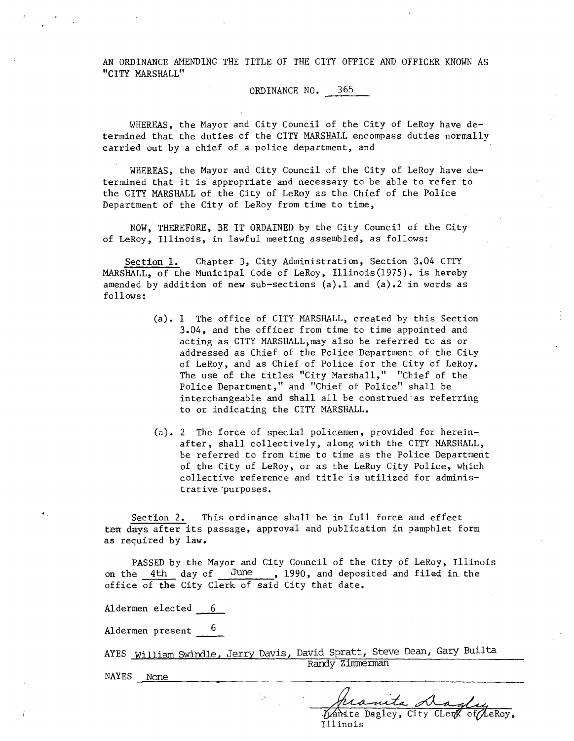AN ORDINANCE AMENDING THE TITLE OF THE CITY OFFICE AND OFFICER KNOWN AS "CITY MARSHALL"

ORDINANCE NO. 365

WHEREAS, the Mayor and City Council of the City of LeRoy have determined that the duties of the CITY MARSHALL encompass duties normally carried out by a chief of a police department, and

WHEREAS, the Mayor and City Council of the City of LeRoy have determined that it is appropriate and necessary to be able to refer to the CITY MARSHALL of the City of LeRoy as the Chief of the Police Department of the City of LeRoy from time to time,

NOW, THEREFORE, BE IT ORDAINED by the City Council of the City of LeRoy, Illinois, in lawful meeting assembled, as follows:

Section 1. Chapter 3, City Administration, Section 3.04 CITY MARSHALL, of the Municipal Code of LeRoy, Illinois(1975). is hereby amended by addition of new sub-sections (a).1 and (a).2 in words as follows:

> (a). 1 The office of CITY MARSHALL, created by this Section 3.04, and the officer from time to time appointed and acting as CITY MARSHALL,may also be referred to as or addressed as Chief of the Police Department of the City of LeRoy, and as Chief of Police for the City of LeRoy. The use of the titles "City Marshall," "Chief of the Police Department," and "Chief of Police" shall be interchangeable and shall all be construed as referring to or indicating the CITY MARSHALL.
>
> (a). 2 The force of special policemen, provided for hereinafter, shall collectively, along with the CITY MARSHALL, be referred to from time to time as the Police Department of the City of LeRoy, or as the LeRoy City Police, which collective reference and title is utilized for administrative purposes.

Section 2. This ordinance shall be in full force and effect ten days after its passage, approval and publication in pamphlet form as required by law.

PASSED by the Mayor and City Council of the City of LeRoy, Illinois on the 4th day of June, 1990, and deposited and filed in the office of the City Clerk of said City that date.

Aldermen elected 6

Aldermen present 6

AYES William Swindle, Jerry Davis, David Spratt, Steve Dean, Gary Builta, Randy Zimmerman

NAYES None

Juanita Dagley

Juanita Dagley, City CLerk of LeRoy, Illinois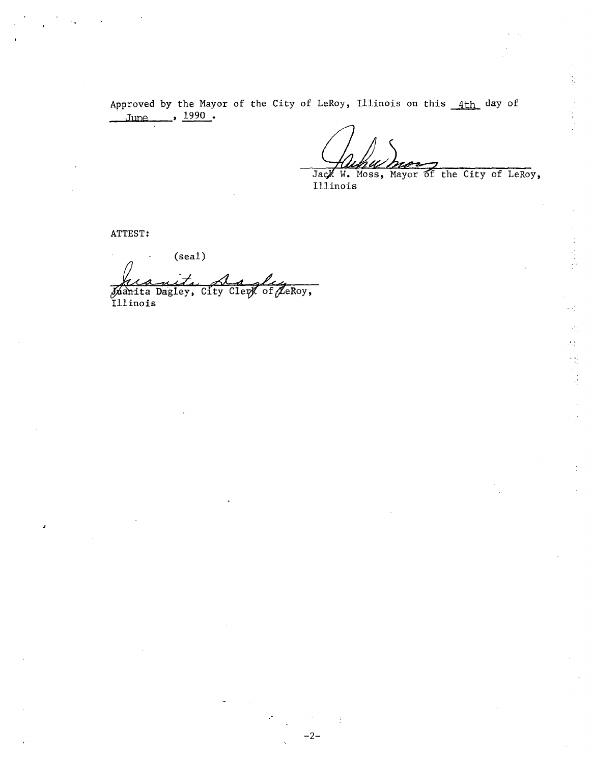Approved by the Mayor of the City of LeRoy, Illinois on this 4th day of June, 1990.

Jack W. Moss, Mayor of the City of LeRoy, Illinois

ATTEST:

(seal)

Juanita Dagley, City Clerk of LeRoy, Illinois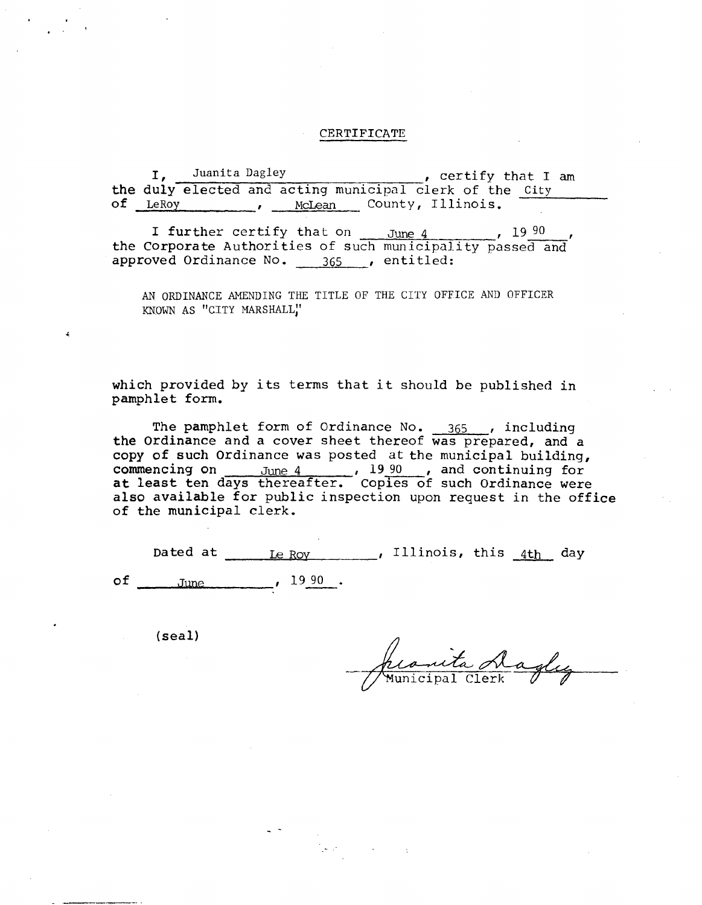# CERTIFICATE

I, Juanita Dagley, certify that I am the duly elected and acting municipal clerk of the City of LeRoy, McLean County, Illinois.

I further certify that on June 4, 1990, the Corporate Authorities of such municipality passed and approved Ordinance No. 365, entitled:

AN ORDINANCE AMENDING THE TITLE OF THE CITY OFFICE AND OFFICER KNOWN AS "CITY MARSHALL"

which provided by its terms that it should be published in pamphlet form.

The pamphlet form of Ordinance No. 365, including the Ordinance and a cover sheet thereof was prepared, and a copy of such Ordinance was posted at the municipal building, commencing on June 4, 1990, and continuing for at least ten days thereafter. Copies of such Ordinance were also available for public inspection upon request in the office of the municipal clerk.

Dated at Le Roy, Illinois, this 4th day of June, 1990.

(seal)

Juanita Dagley
Municipal Clerk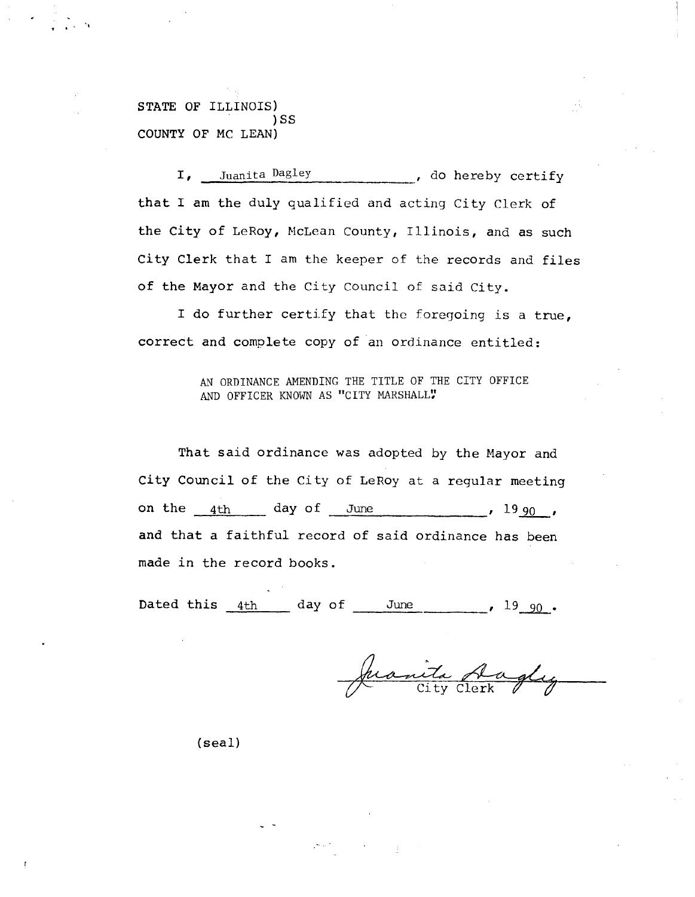STATE OF ILLINOIS)
)SS
COUNTY OF MC LEAN)

I, Juanita Dagley, do hereby certify that I am the duly qualified and acting City Clerk of the City of LeRoy, McLean County, Illinois, and as such City Clerk that I am the keeper of the records and files of the Mayor and the City Council of said City.

I do further certify that the foregoing is a true, correct and complete copy of an ordinance entitled:

AN ORDINANCE AMENDING THE TITLE OF THE CITY OFFICE AND OFFICER KNOWN AS "CITY MARSHALL"

That said ordinance was adopted by the Mayor and City Council of the City of LeRoy at a regular meeting on the 4th day of June, 19 90, and that a faithful record of said ordinance has been made in the record books.

Dated this 4th day of June, 19 90.

Juanita Dagley
City Clerk

(seal)